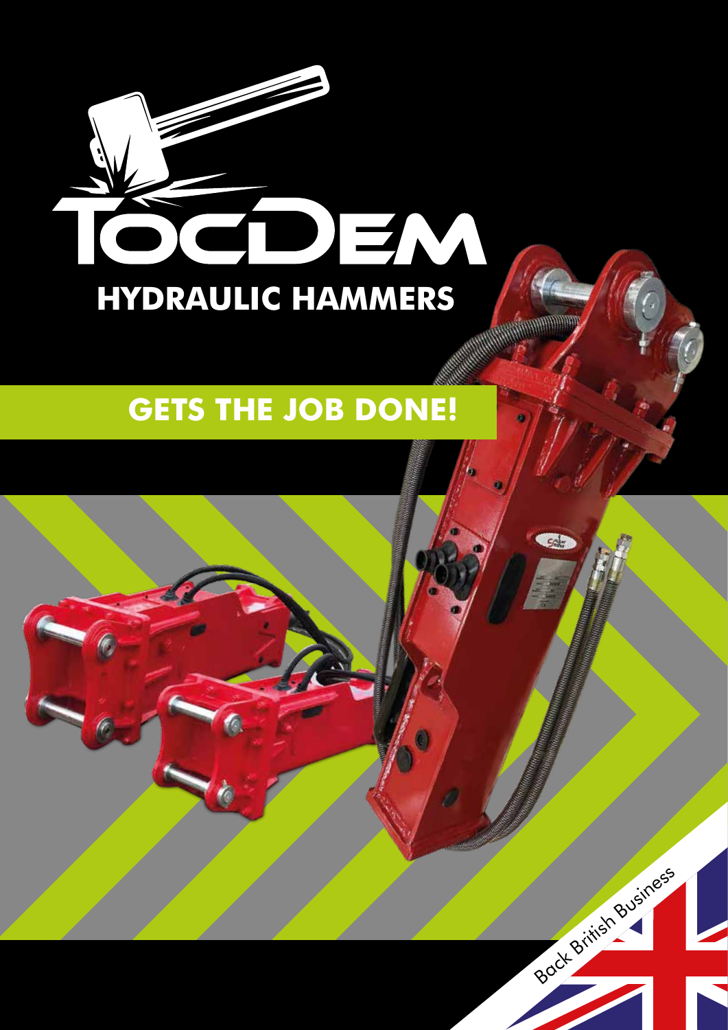# TOCDEM

## HYDRAULIC HAMMERS

**GETS THE JOB DONE!**

Back British Business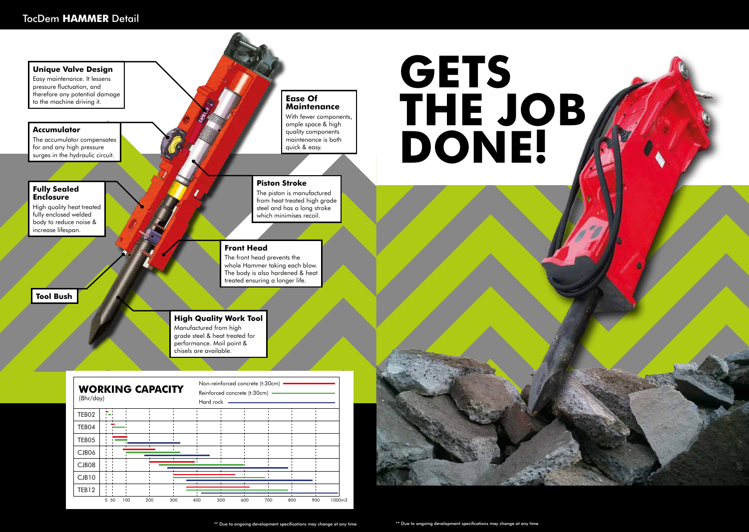## TocDem **HAMMER** Detail

### Unique Valve Design

Easy maintenance. It lessens pressure fluctuation, and therefore any potential damage to the machine driving it.

### Accumulator

The accumulator compensates for and any high pressure surges in the hydraulic circuit.

### Fully Sealed Enclosure

High quality heat treated fully enclosed welded body to reduce noise & increase lifespan.

### Tool Bush

### Ease Of Maintenance

With fewer components, ample space & high quality components maintenance is both quick & easy.

### Piston Stroke

The piston is manufactured from heat treated high grade steel and has a long stroke which minimises recoil.

### Front Head

The front head prevents the whole Hammer taking each blow. The body is also hardened & heat treated ensuring a longer life.

### High Quality Work Tool

Manufactured from high grade steel & heat treated for performance. Moil point & chisels are available.

# GETS THE JOB DONE!

## WORKING CAPACITY

(8hr/day)

Non-reinforced concrete (t:30cm)
Reinforced concrete (t:30cm)
Hard rock

Models: TEB02, TEB04, TEB05, CJB06, CJB08, CJB10, TEB12

Scale: 5, 50, 100, 200, 300, 400, 500, 600, 700, 800, 900, 1000m3

** Due to ongoing development specifications may change at any time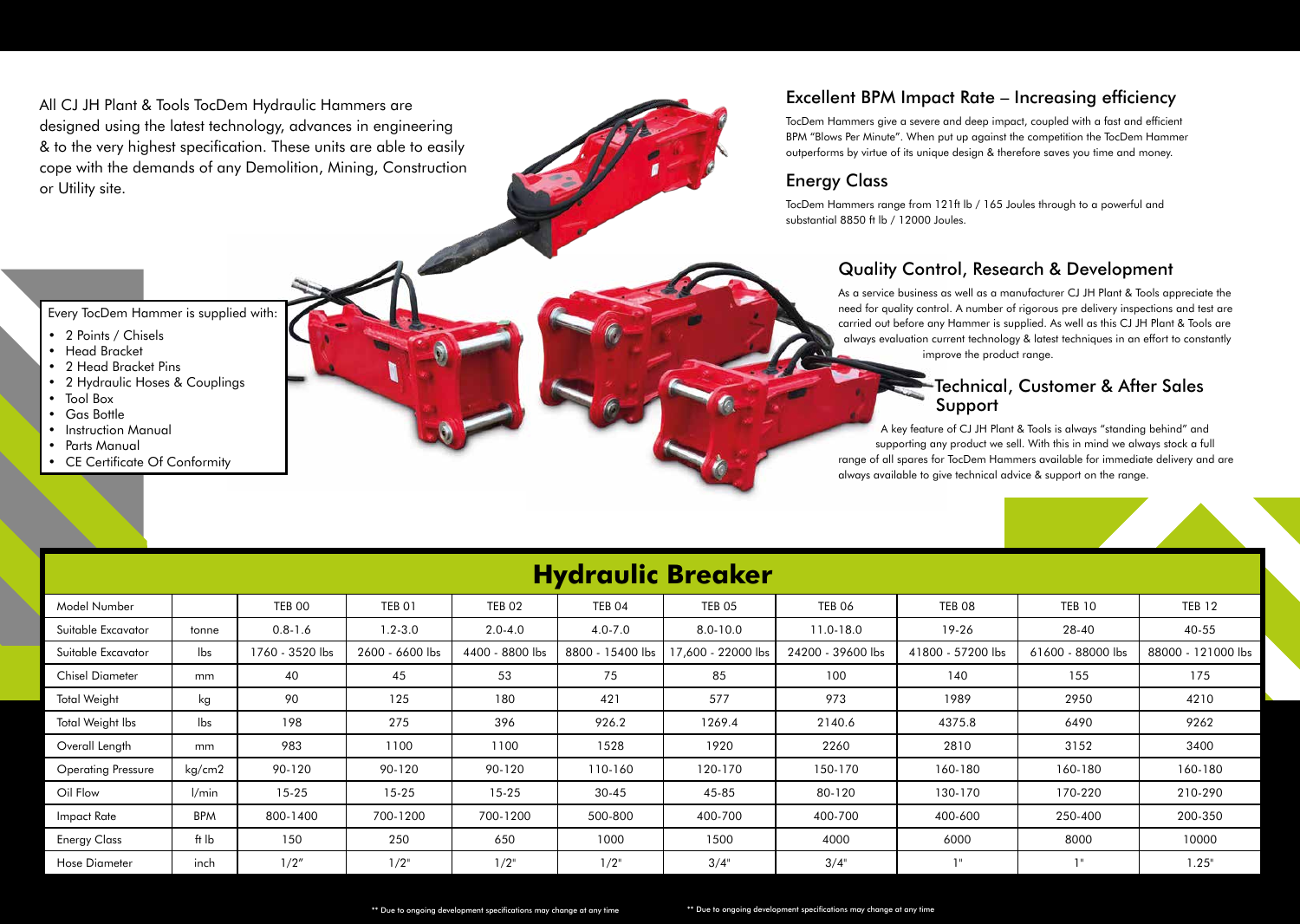All CJ JH Plant & Tools TocDem Hydraulic Hammers are designed using the latest technology, advances in engineering & to the very highest specification. These units are able to easily cope with the demands of any Demolition, Mining, Construction or Utility site.

Every TocDem Hammer is supplied with:

- 2 Points / Chisels
- Head Bracket
- 2 Head Bracket Pins
- 2 Hydraulic Hoses & Couplings
- Tool Box
- Gas Bottle
- Instruction Manual
- Parts Manual
- CE Certificate Of Conformity

## Excellent BPM Impact Rate – Increasing efficiency

TocDem Hammers give a severe and deep impact, coupled with a fast and efficient BPM "Blows Per Minute". When put up against the competition the TocDem Hammer outperforms by virtue of its unique design & therefore saves you time and money.

## Energy Class

TocDem Hammers range from 121ft lb / 165 Joules through to a powerful and substantial 8850 ft lb / 12000 Joules.

## Quality Control, Research & Development

As a service business as well as a manufacturer CJ JH Plant & Tools appreciate the need for quality control. A number of rigorous pre delivery inspections and test are carried out before any Hammer is supplied. As well as this CJ JH Plant & Tools are always evaluation current technology & latest techniques in an effort to constantly improve the product range.

## Technical, Customer & After Sales Support

A key feature of CJ JH Plant & Tools is always "standing behind" and supporting any product we sell. With this in mind we always stock a full range of all spares for TocDem Hammers available for immediate delivery and are always available to give technical advice & support on the range.

# Hydraulic Breaker

| Model Number | | TEB 00 | TEB 01 | TEB 02 | TEB 04 | TEB 05 | TEB 06 | TEB 08 | TEB 10 | TEB 12 |
|---|---|---|---|---|---|---|---|---|---|---|
| Suitable Excavator | tonne | 0.8-1.6 | 1.2-3.0 | 2.0-4.0 | 4.0-7.0 | 8.0-10.0 | 11.0-18.0 | 19-26 | 28-40 | 40-55 |
| Suitable Excavator | lbs | 1760 - 3520 lbs | 2600 - 6600 lbs | 4400 - 8800 lbs | 8800 - 15400 lbs | 17,600 - 22000 lbs | 24200 - 39600 lbs | 41800 - 57200 lbs | 61600 - 88000 lbs | 88000 - 121000 lbs |
| Chisel Diameter | mm | 40 | 45 | 53 | 75 | 85 | 100 | 140 | 155 | 175 |
| Total Weight | kg | 90 | 125 | 180 | 421 | 577 | 973 | 1989 | 2950 | 4210 |
| Total Weight lbs | lbs | 198 | 275 | 396 | 926.2 | 1269.4 | 2140.6 | 4375.8 | 6490 | 9262 |
| Overall Length | mm | 983 | 1100 | 1100 | 1528 | 1920 | 2260 | 2810 | 3152 | 3400 |
| Operating Pressure | kg/cm2 | 90-120 | 90-120 | 90-120 | 110-160 | 120-170 | 150-170 | 160-180 | 160-180 | 160-180 |
| Oil Flow | l/min | 15-25 | 15-25 | 15-25 | 30-45 | 45-85 | 80-120 | 130-170 | 170-220 | 210-290 |
| Impact Rate | BPM | 800-1400 | 700-1200 | 700-1200 | 500-800 | 400-700 | 400-700 | 400-600 | 250-400 | 200-350 |
| Energy Class | ft lb | 150 | 250 | 650 | 1000 | 1500 | 4000 | 6000 | 8000 | 10000 |
| Hose Diameter | inch | 1/2" | 1/2" | 1/2" | 1/2" | 3/4" | 3/4" | 1" | 1" | 1.25" |

** Due to ongoing development specifications may change at any time

** Due to ongoing development specifications may change at any time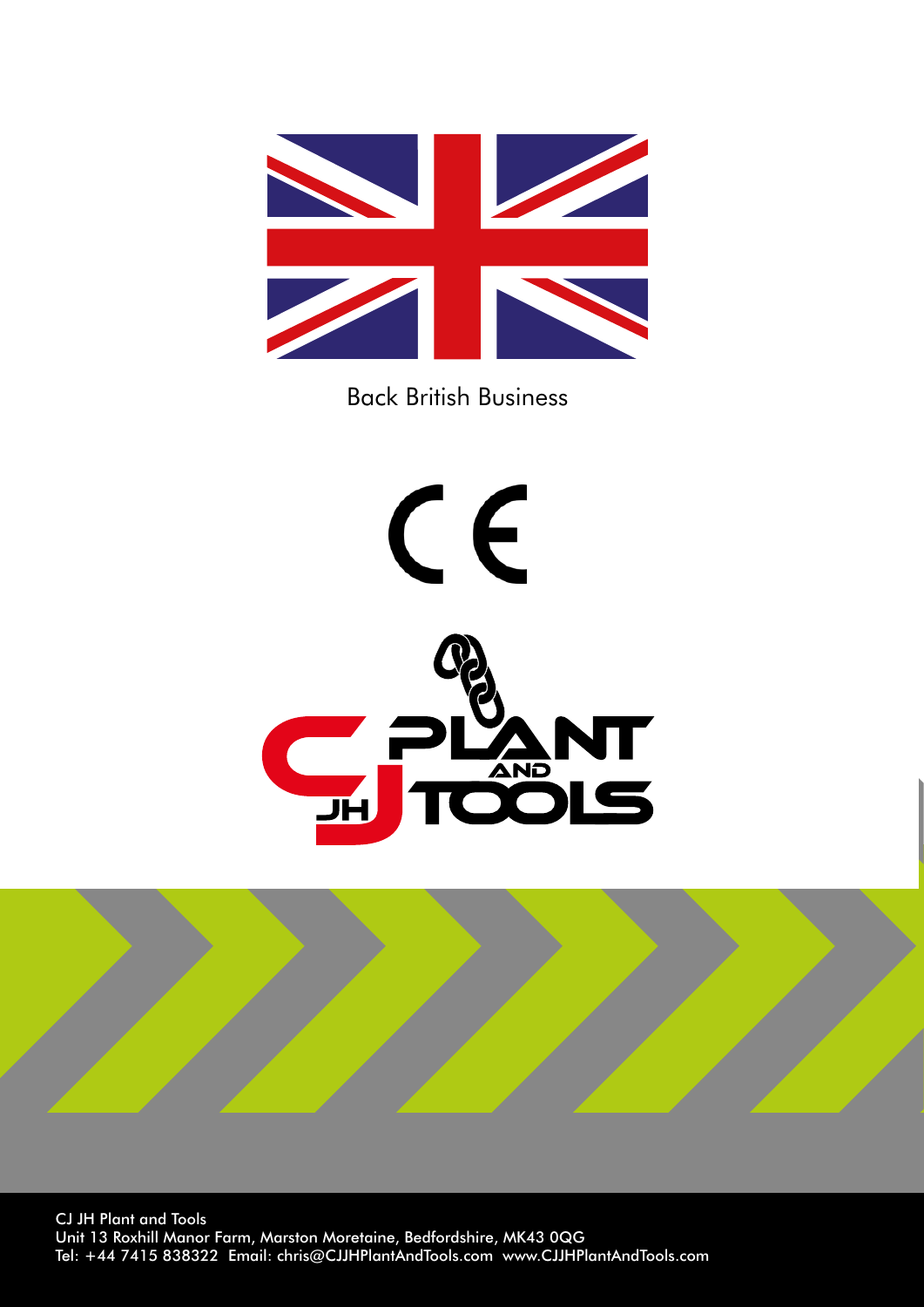Back British Business

CJ JH Plant and Tools
Unit 13 Roxhill Manor Farm, Marston Moretaine, Bedfordshire, MK43 0QG
Tel: +44 7415 838322 Email: chris@CJJHPlantAndTools.com www.CJJHPlantAndTools.com